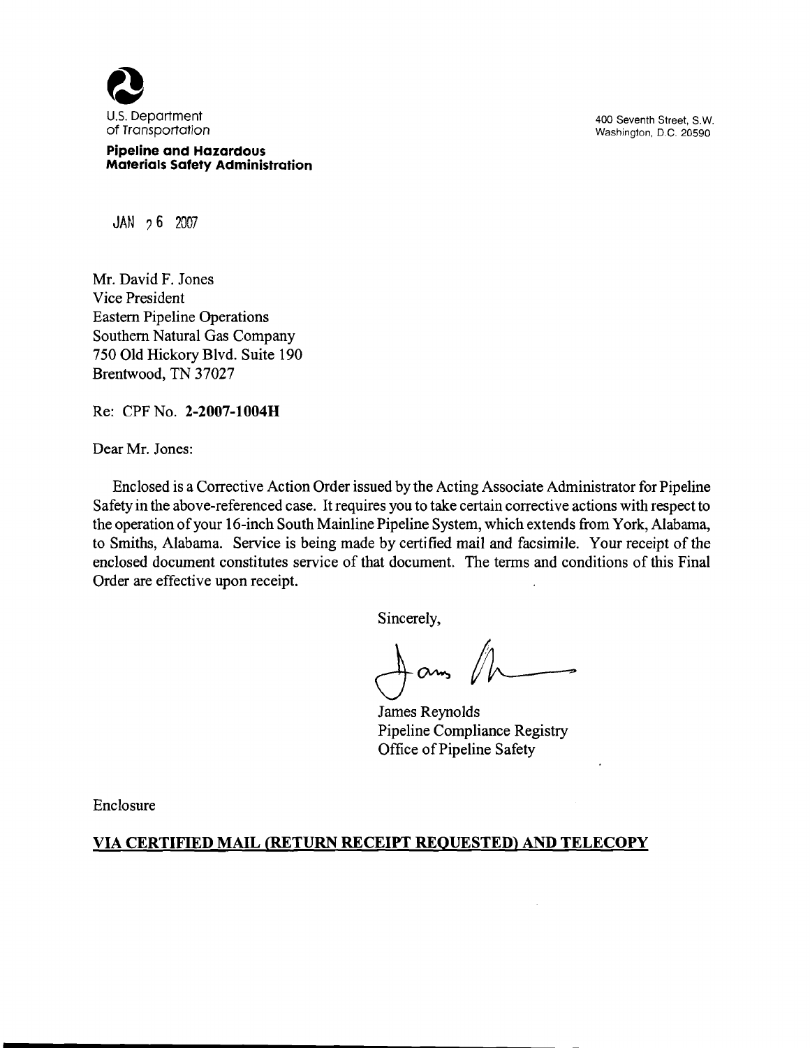U.S. Department of Transportation

**Pipeline and Hazardous Materials Safety Administration**

400 Seventh Street, S.W.
Washington, D.C. 20590

JAN 26 2007

Mr. David F. Jones
Vice President
Eastern Pipeline Operations
Southern Natural Gas Company
750 Old Hickory Blvd. Suite 190
Brentwood, TN 37027

Re: CPF No. **2-2007-1004H**

Dear Mr. Jones:

Enclosed is a Corrective Action Order issued by the Acting Associate Administrator for Pipeline Safety in the above-referenced case. It requires you to take certain corrective actions with respect to the operation of your 16-inch South Mainline Pipeline System, which extends from York, Alabama, to Smiths, Alabama. Service is being made by certified mail and facsimile. Your receipt of the enclosed document constitutes service of that document. The terms and conditions of this Final Order are effective upon receipt.

Sincerely,

James Reynolds
Pipeline Compliance Registry
Office of Pipeline Safety

Enclosure

**VIA CERTIFIED MAIL (RETURN RECEIPT REQUESTED) AND TELECOPY**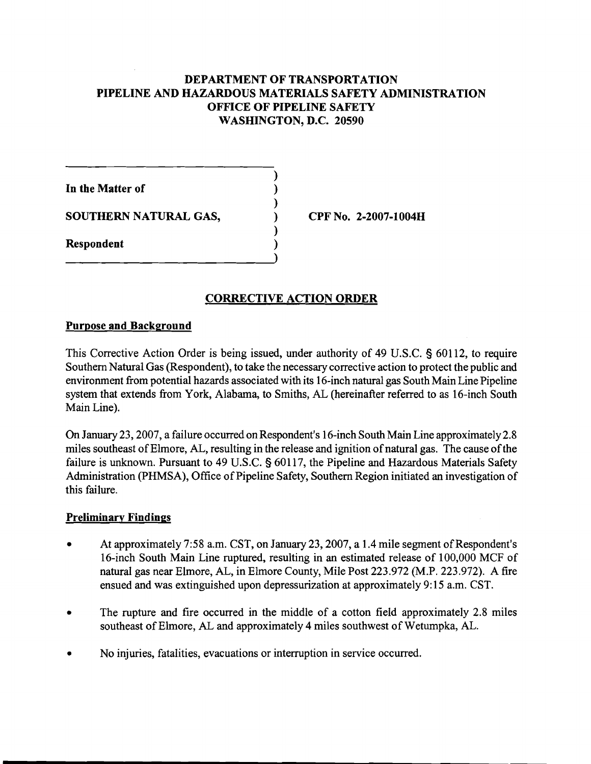# DEPARTMENT OF TRANSPORTATION
# PIPELINE AND HAZARDOUS MATERIALS SAFETY ADMINISTRATION
# OFFICE OF PIPELINE SAFETY
# WASHINGTON, D.C. 20590

**In the Matter of**

**SOUTHERN NATURAL GAS,**

**Respondent**

**CPF No. 2-2007-1004H**

## CORRECTIVE ACTION ORDER

### Purpose and Background

This Corrective Action Order is being issued, under authority of 49 U.S.C. § 60112, to require Southern Natural Gas (Respondent), to take the necessary corrective action to protect the public and environment from potential hazards associated with its 16-inch natural gas South Main Line Pipeline system that extends from York, Alabama, to Smiths, AL (hereinafter referred to as 16-inch South Main Line).

On January 23, 2007, a failure occurred on Respondent's 16-inch South Main Line approximately 2.8 miles southeast of Elmore, AL, resulting in the release and ignition of natural gas. The cause of the failure is unknown. Pursuant to 49 U.S.C. § 60117, the Pipeline and Hazardous Materials Safety Administration (PHMSA), Office of Pipeline Safety, Southern Region initiated an investigation of this failure.

### Preliminary Findings

- At approximately 7:58 a.m. CST, on January 23, 2007, a 1.4 mile segment of Respondent's 16-inch South Main Line ruptured, resulting in an estimated release of 100,000 MCF of natural gas near Elmore, AL, in Elmore County, Mile Post 223.972 (M.P. 223.972). A fire ensued and was extinguished upon depressurization at approximately 9:15 a.m. CST.
- The rupture and fire occurred in the middle of a cotton field approximately 2.8 miles southeast of Elmore, AL and approximately 4 miles southwest of Wetumpka, AL.
- No injuries, fatalities, evacuations or interruption in service occurred.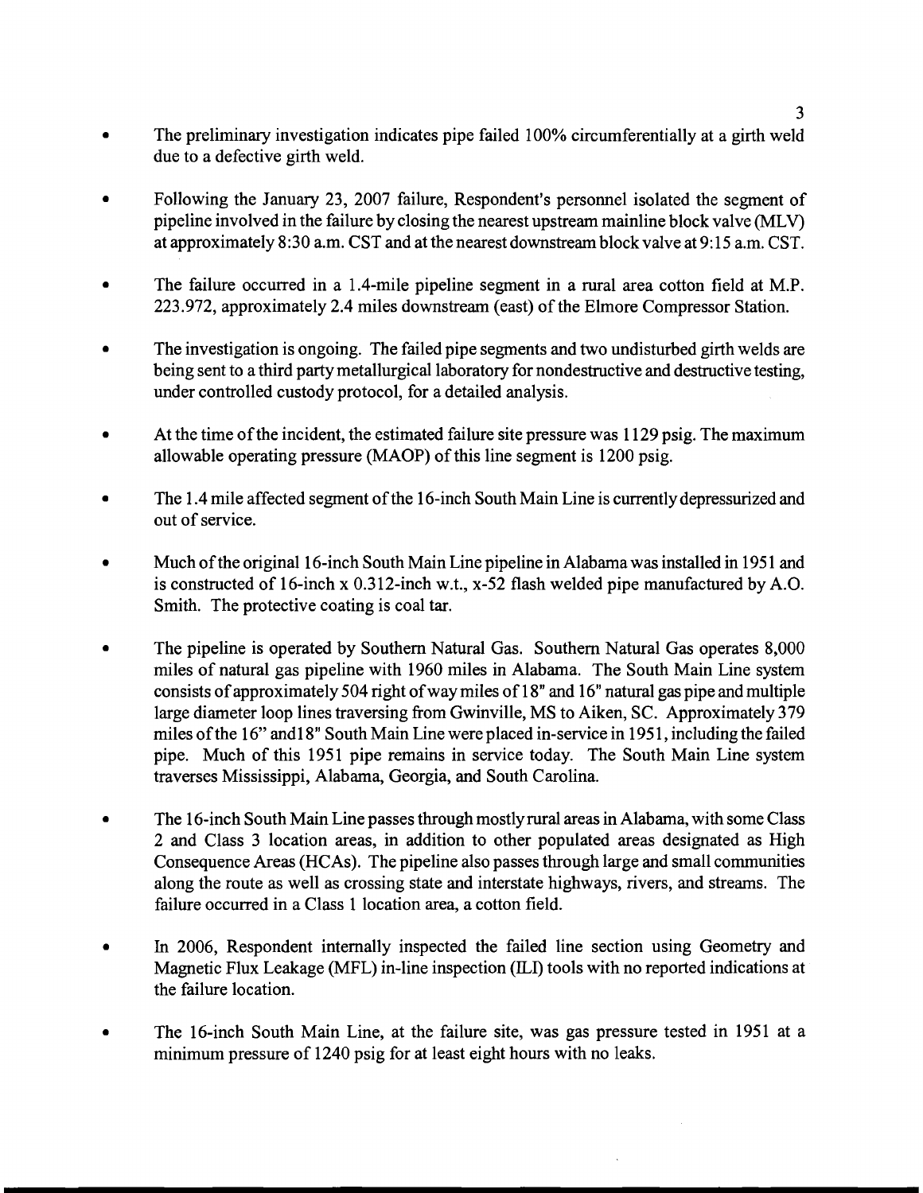- The preliminary investigation indicates pipe failed 100% circumferentially at a girth weld due to a defective girth weld.

- Following the January 23, 2007 failure, Respondent's personnel isolated the segment of pipeline involved in the failure by closing the nearest upstream mainline block valve (MLV) at approximately 8:30 a.m. CST and at the nearest downstream block valve at 9:15 a.m. CST.

- The failure occurred in a 1.4-mile pipeline segment in a rural area cotton field at M.P. 223.972, approximately 2.4 miles downstream (east) of the Elmore Compressor Station.

- The investigation is ongoing. The failed pipe segments and two undisturbed girth welds are being sent to a third party metallurgical laboratory for nondestructive and destructive testing, under controlled custody protocol, for a detailed analysis.

- At the time of the incident, the estimated failure site pressure was 1129 psig. The maximum allowable operating pressure (MAOP) of this line segment is 1200 psig.

- The 1.4 mile affected segment of the 16-inch South Main Line is currently depressurized and out of service.

- Much of the original 16-inch South Main Line pipeline in Alabama was installed in 1951 and is constructed of 16-inch x 0.312-inch w.t., x-52 flash welded pipe manufactured by A.O. Smith. The protective coating is coal tar.

- The pipeline is operated by Southern Natural Gas. Southern Natural Gas operates 8,000 miles of natural gas pipeline with 1960 miles in Alabama. The South Main Line system consists of approximately 504 right of way miles of 18" and 16" natural gas pipe and multiple large diameter loop lines traversing from Gwinville, MS to Aiken, SC. Approximately 379 miles of the 16" and18" South Main Line were placed in-service in 1951, including the failed pipe. Much of this 1951 pipe remains in service today. The South Main Line system traverses Mississippi, Alabama, Georgia, and South Carolina.

- The 16-inch South Main Line passes through mostly rural areas in Alabama, with some Class 2 and Class 3 location areas, in addition to other populated areas designated as High Consequence Areas (HCAs). The pipeline also passes through large and small communities along the route as well as crossing state and interstate highways, rivers, and streams. The failure occurred in a Class 1 location area, a cotton field.

- In 2006, Respondent internally inspected the failed line section using Geometry and Magnetic Flux Leakage (MFL) in-line inspection (ILI) tools with no reported indications at the failure location.

- The 16-inch South Main Line, at the failure site, was gas pressure tested in 1951 at a minimum pressure of 1240 psig for at least eight hours with no leaks.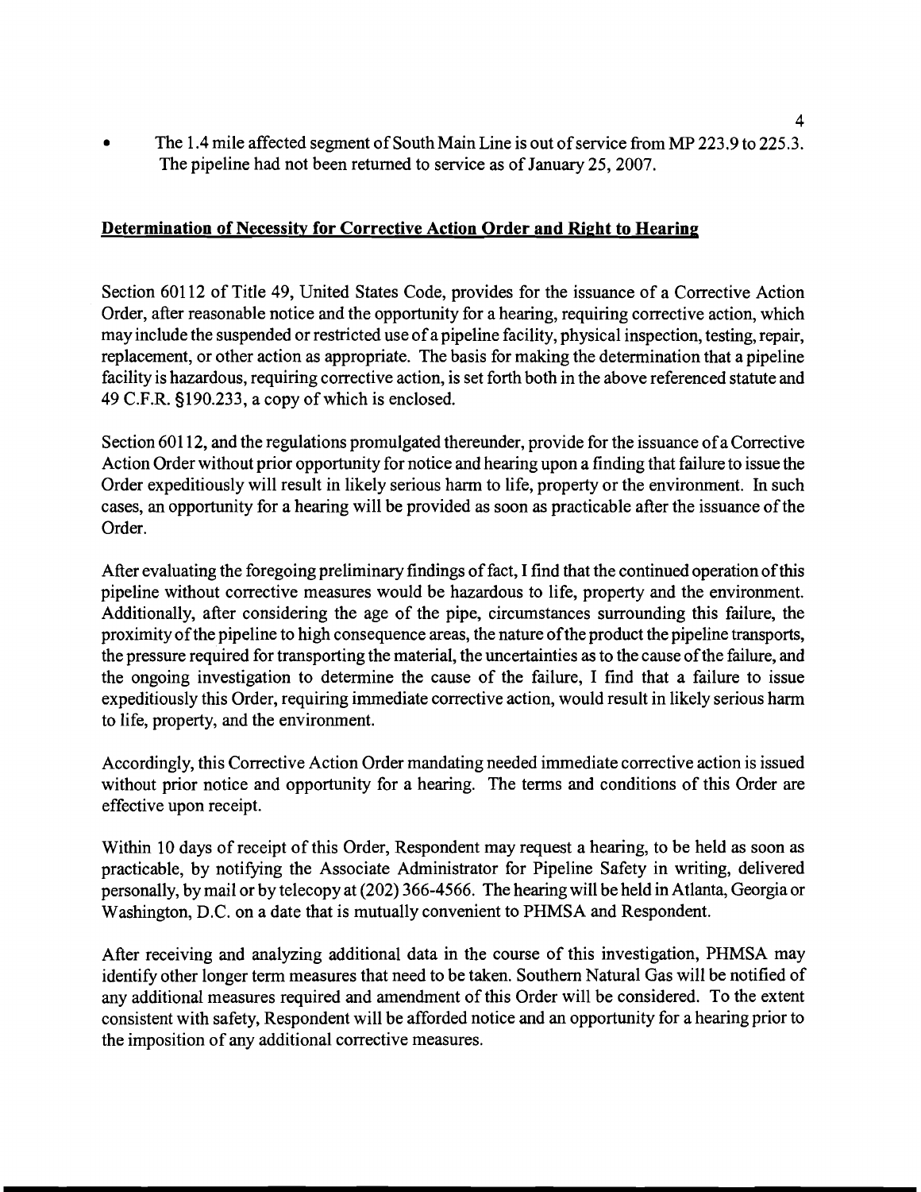- The 1.4 mile affected segment of South Main Line is out of service from MP 223.9 to 225.3. The pipeline had not been returned to service as of January 25, 2007.

## Determination of Necessity for Corrective Action Order and Right to Hearing

Section 60112 of Title 49, United States Code, provides for the issuance of a Corrective Action Order, after reasonable notice and the opportunity for a hearing, requiring corrective action, which may include the suspended or restricted use of a pipeline facility, physical inspection, testing, repair, replacement, or other action as appropriate. The basis for making the determination that a pipeline facility is hazardous, requiring corrective action, is set forth both in the above referenced statute and 49 C.F.R. §190.233, a copy of which is enclosed.

Section 60112, and the regulations promulgated thereunder, provide for the issuance of a Corrective Action Order without prior opportunity for notice and hearing upon a finding that failure to issue the Order expeditiously will result in likely serious harm to life, property or the environment. In such cases, an opportunity for a hearing will be provided as soon as practicable after the issuance of the Order.

After evaluating the foregoing preliminary findings of fact, I find that the continued operation of this pipeline without corrective measures would be hazardous to life, property and the environment. Additionally, after considering the age of the pipe, circumstances surrounding this failure, the proximity of the pipeline to high consequence areas, the nature of the product the pipeline transports, the pressure required for transporting the material, the uncertainties as to the cause of the failure, and the ongoing investigation to determine the cause of the failure, I find that a failure to issue expeditiously this Order, requiring immediate corrective action, would result in likely serious harm to life, property, and the environment.

Accordingly, this Corrective Action Order mandating needed immediate corrective action is issued without prior notice and opportunity for a hearing. The terms and conditions of this Order are effective upon receipt.

Within 10 days of receipt of this Order, Respondent may request a hearing, to be held as soon as practicable, by notifying the Associate Administrator for Pipeline Safety in writing, delivered personally, by mail or by telecopy at (202) 366-4566. The hearing will be held in Atlanta, Georgia or Washington, D.C. on a date that is mutually convenient to PHMSA and Respondent.

After receiving and analyzing additional data in the course of this investigation, PHMSA may identify other longer term measures that need to be taken. Southern Natural Gas will be notified of any additional measures required and amendment of this Order will be considered. To the extent consistent with safety, Respondent will be afforded notice and an opportunity for a hearing prior to the imposition of any additional corrective measures.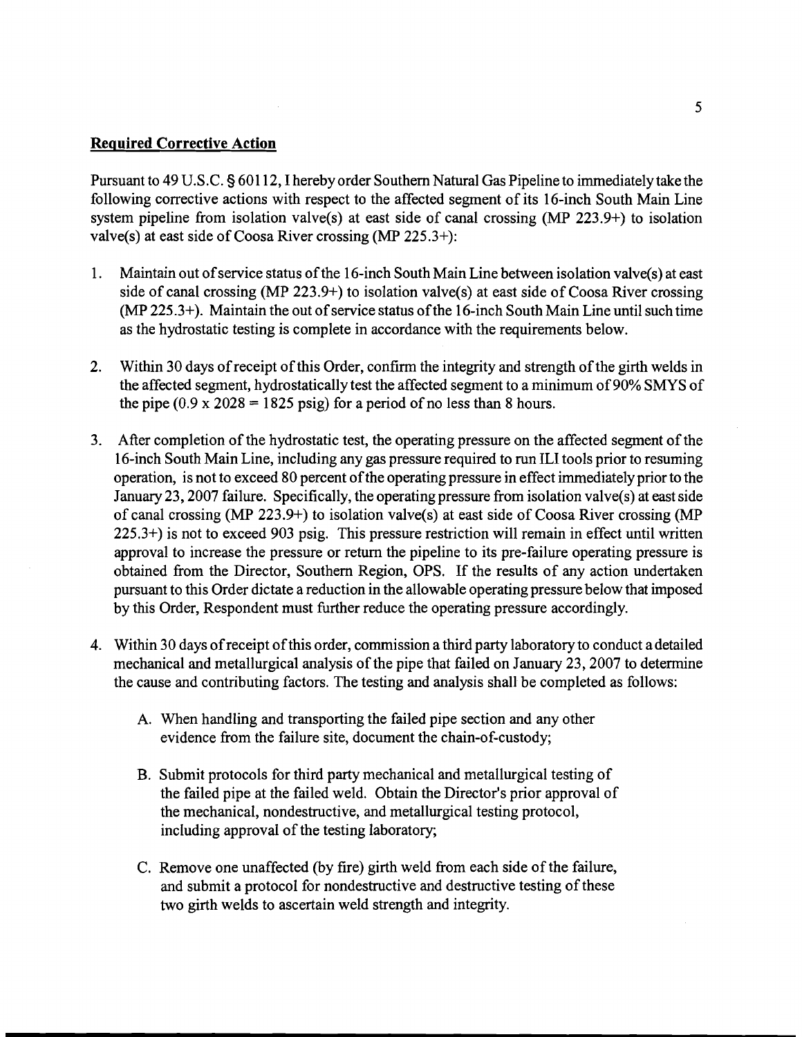**Required Corrective Action**

Pursuant to 49 U.S.C. § 60112, I hereby order Southern Natural Gas Pipeline to immediately take the following corrective actions with respect to the affected segment of its 16-inch South Main Line system pipeline from isolation valve(s) at east side of canal crossing (MP 223.9+) to isolation valve(s) at east side of Coosa River crossing (MP 225.3+):

1. Maintain out of service status of the 16-inch South Main Line between isolation valve(s) at east side of canal crossing (MP 223.9+) to isolation valve(s) at east side of Coosa River crossing (MP 225.3+). Maintain the out of service status of the 16-inch South Main Line until such time as the hydrostatic testing is complete in accordance with the requirements below.

2. Within 30 days of receipt of this Order, confirm the integrity and strength of the girth welds in the affected segment, hydrostatically test the affected segment to a minimum of 90% SMYS of the pipe (0.9 x 2028 = 1825 psig) for a period of no less than 8 hours.

3. After completion of the hydrostatic test, the operating pressure on the affected segment of the 16-inch South Main Line, including any gas pressure required to run ILI tools prior to resuming operation, is not to exceed 80 percent of the operating pressure in effect immediately prior to the January 23, 2007 failure. Specifically, the operating pressure from isolation valve(s) at east side of canal crossing (MP 223.9+) to isolation valve(s) at east side of Coosa River crossing (MP 225.3+) is not to exceed 903 psig. This pressure restriction will remain in effect until written approval to increase the pressure or return the pipeline to its pre-failure operating pressure is obtained from the Director, Southern Region, OPS. If the results of any action undertaken pursuant to this Order dictate a reduction in the allowable operating pressure below that imposed by this Order, Respondent must further reduce the operating pressure accordingly.

4. Within 30 days of receipt of this order, commission a third party laboratory to conduct a detailed mechanical and metallurgical analysis of the pipe that failed on January 23, 2007 to determine the cause and contributing factors. The testing and analysis shall be completed as follows:

   A. When handling and transporting the failed pipe section and any other evidence from the failure site, document the chain-of-custody;

   B. Submit protocols for third party mechanical and metallurgical testing of the failed pipe at the failed weld. Obtain the Director's prior approval of the mechanical, nondestructive, and metallurgical testing protocol, including approval of the testing laboratory;

   C. Remove one unaffected (by fire) girth weld from each side of the failure, and submit a protocol for nondestructive and destructive testing of these two girth welds to ascertain weld strength and integrity.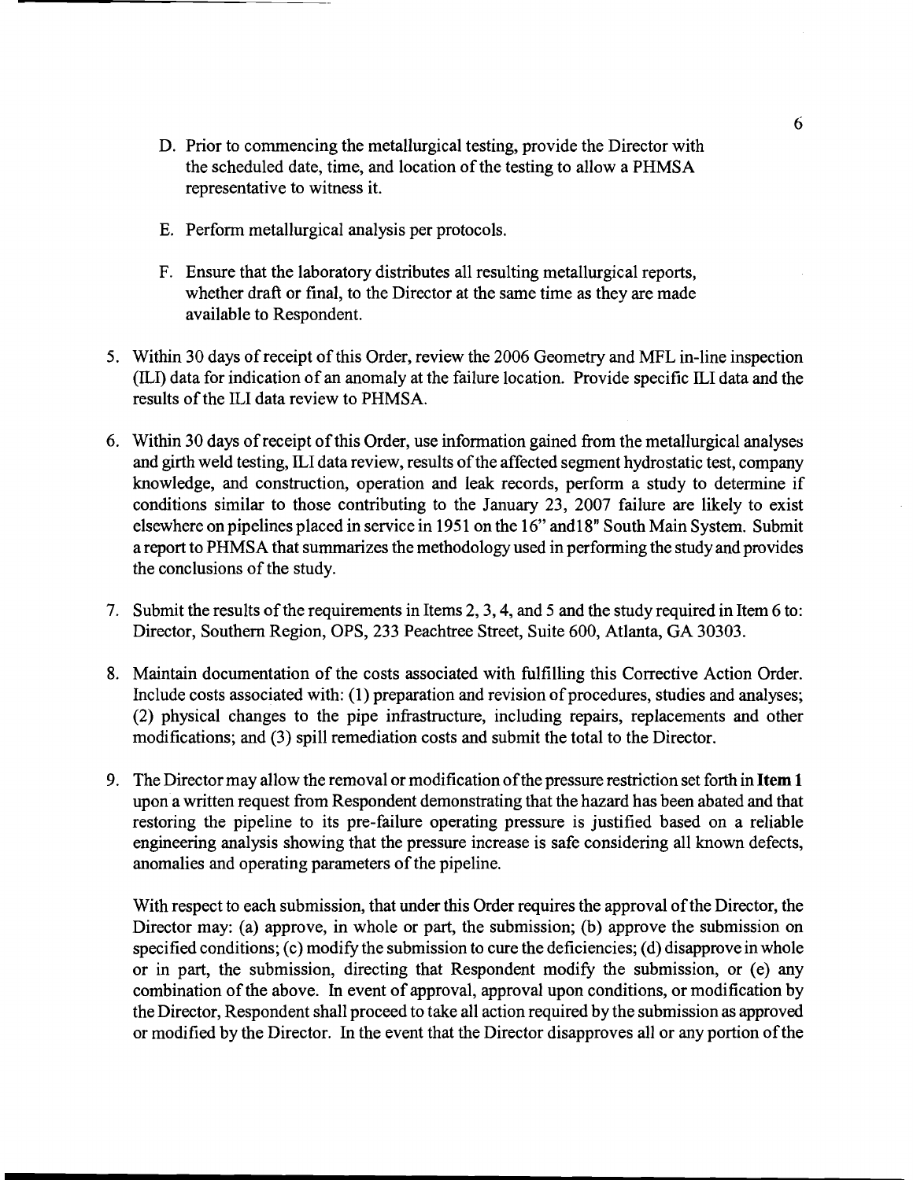D. Prior to commencing the metallurgical testing, provide the Director with the scheduled date, time, and location of the testing to allow a PHMSA representative to witness it.

E. Perform metallurgical analysis per protocols.

F. Ensure that the laboratory distributes all resulting metallurgical reports, whether draft or final, to the Director at the same time as they are made available to Respondent.

5. Within 30 days of receipt of this Order, review the 2006 Geometry and MFL in-line inspection (ILI) data for indication of an anomaly at the failure location. Provide specific ILI data and the results of the ILI data review to PHMSA.

6. Within 30 days of receipt of this Order, use information gained from the metallurgical analyses and girth weld testing, ILI data review, results of the affected segment hydrostatic test, company knowledge, and construction, operation and leak records, perform a study to determine if conditions similar to those contributing to the January 23, 2007 failure are likely to exist elsewhere on pipelines placed in service in 1951 on the 16" and18" South Main System. Submit a report to PHMSA that summarizes the methodology used in performing the study and provides the conclusions of the study.

7. Submit the results of the requirements in Items 2, 3, 4, and 5 and the study required in Item 6 to: Director, Southern Region, OPS, 233 Peachtree Street, Suite 600, Atlanta, GA 30303.

8. Maintain documentation of the costs associated with fulfilling this Corrective Action Order. Include costs associated with: (1) preparation and revision of procedures, studies and analyses; (2) physical changes to the pipe infrastructure, including repairs, replacements and other modifications; and (3) spill remediation costs and submit the total to the Director.

9. The Director may allow the removal or modification of the pressure restriction set forth in **Item 1** upon a written request from Respondent demonstrating that the hazard has been abated and that restoring the pipeline to its pre-failure operating pressure is justified based on a reliable engineering analysis showing that the pressure increase is safe considering all known defects, anomalies and operating parameters of the pipeline.

With respect to each submission, that under this Order requires the approval of the Director, the Director may: (a) approve, in whole or part, the submission; (b) approve the submission on specified conditions; (c) modify the submission to cure the deficiencies; (d) disapprove in whole or in part, the submission, directing that Respondent modify the submission, or (e) any combination of the above. In event of approval, approval upon conditions, or modification by the Director, Respondent shall proceed to take all action required by the submission as approved or modified by the Director. In the event that the Director disapproves all or any portion of the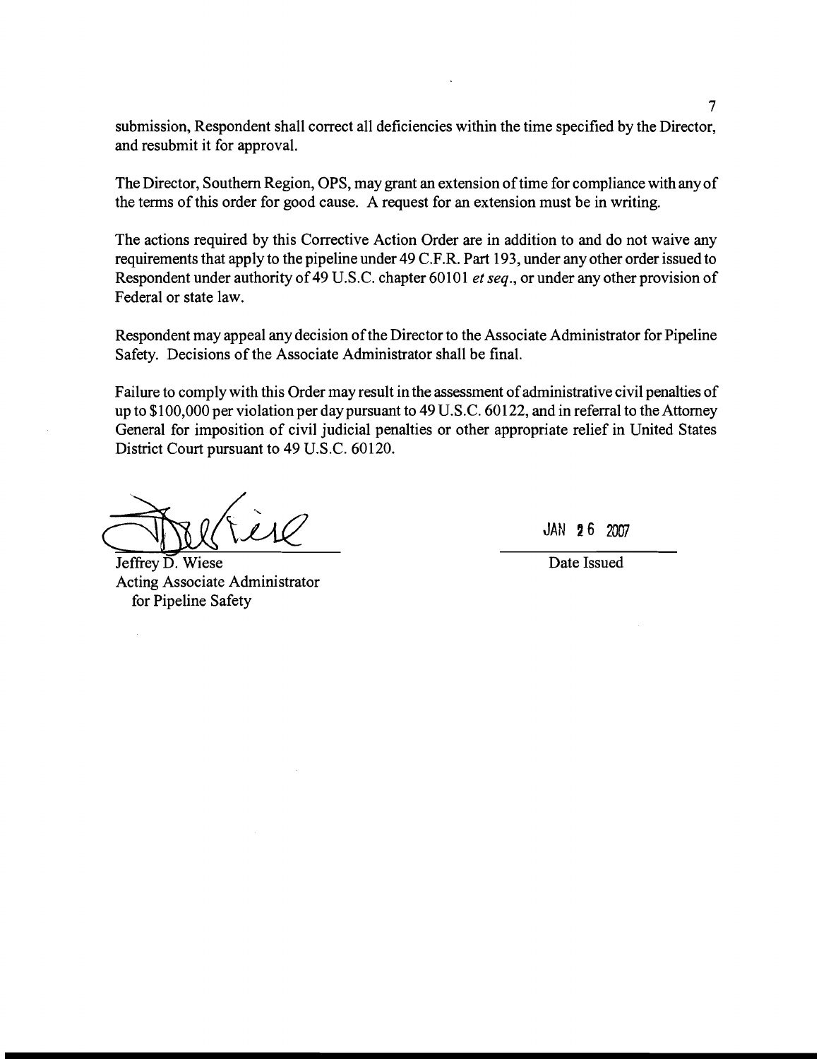submission, Respondent shall correct all deficiencies within the time specified by the Director, and resubmit it for approval.

The Director, Southern Region, OPS, may grant an extension of time for compliance with any of the terms of this order for good cause. A request for an extension must be in writing.

The actions required by this Corrective Action Order are in addition to and do not waive any requirements that apply to the pipeline under 49 C.F.R. Part 193, under any other order issued to Respondent under authority of 49 U.S.C. chapter 60101 *et seq*., or under any other provision of Federal or state law.

Respondent may appeal any decision of the Director to the Associate Administrator for Pipeline Safety. Decisions of the Associate Administrator shall be final.

Failure to comply with this Order may result in the assessment of administrative civil penalties of up to $100,000 per violation per day pursuant to 49 U.S.C. 60122, and in referral to the Attorney General for imposition of civil judicial penalties or other appropriate relief in United States District Court pursuant to 49 U.S.C. 60120.

Jeffrey D. Wiese
Acting Associate Administrator
for Pipeline Safety

JAN 26 2007

Date Issued